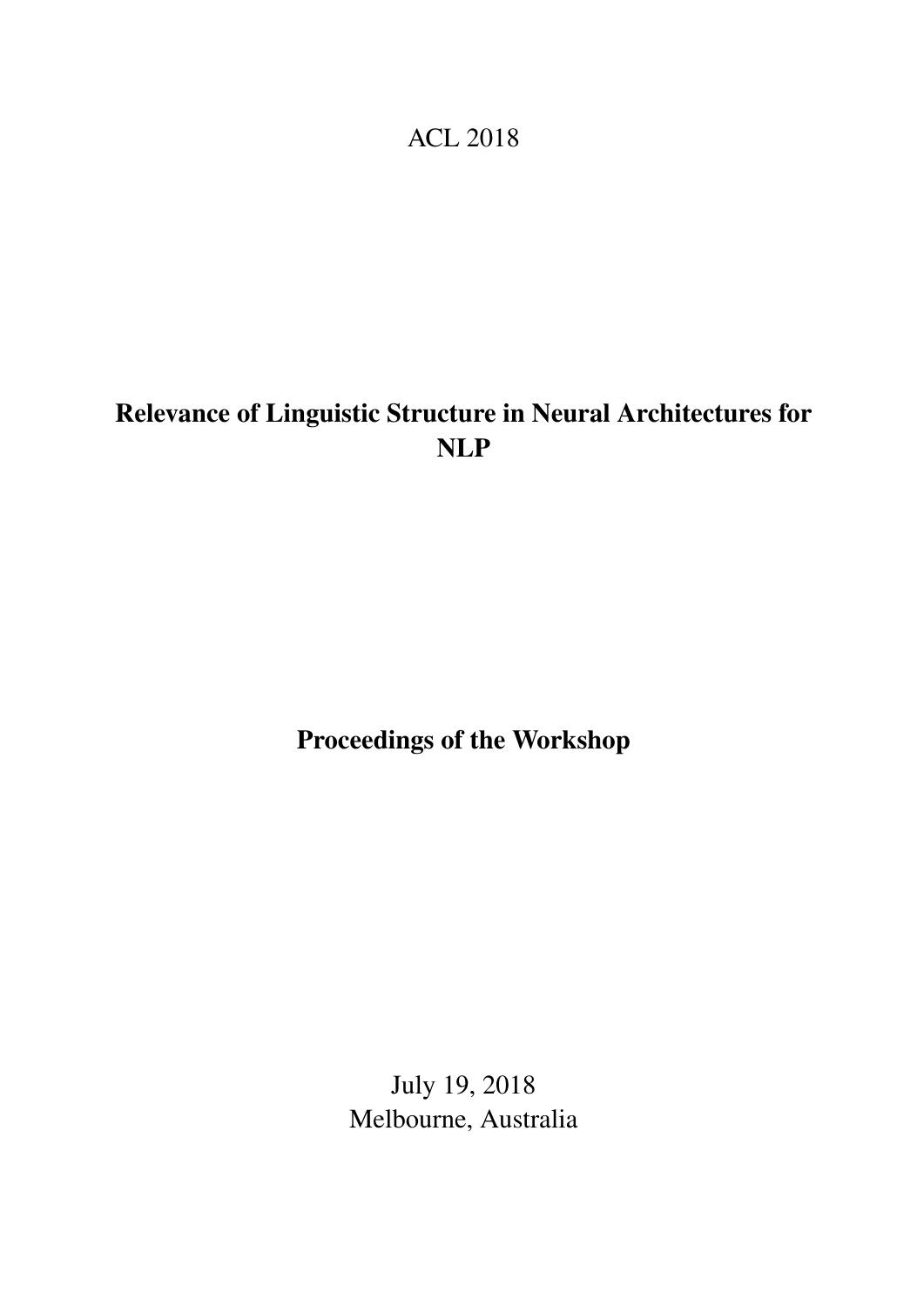ACL 2018

# Relevance of Linguistic Structure in Neural Architectures for NLP

## Proceedings of the Workshop

July 19, 2018
Melbourne, Australia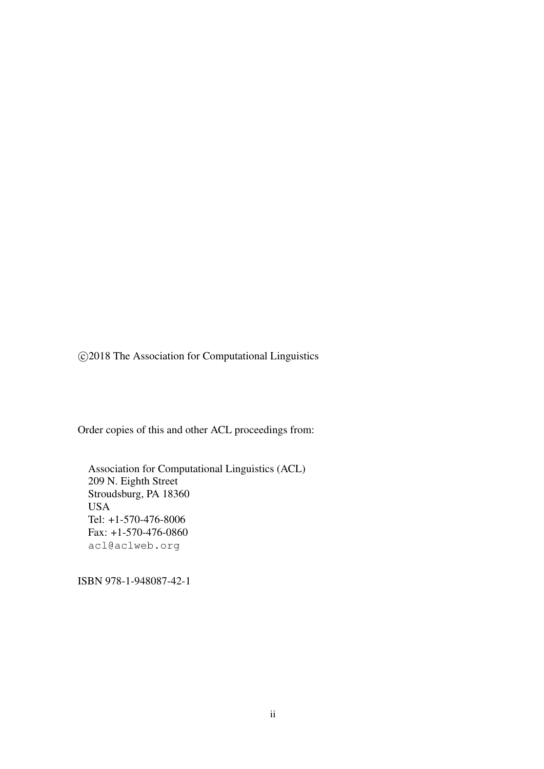©2018 The Association for Computational Linguistics

Order copies of this and other ACL proceedings from:

Association for Computational Linguistics (ACL)
209 N. Eighth Street
Stroudsburg, PA 18360
USA
Tel: +1-570-476-8006
Fax: +1-570-476-0860
acl@aclweb.org

ISBN 978-1-948087-42-1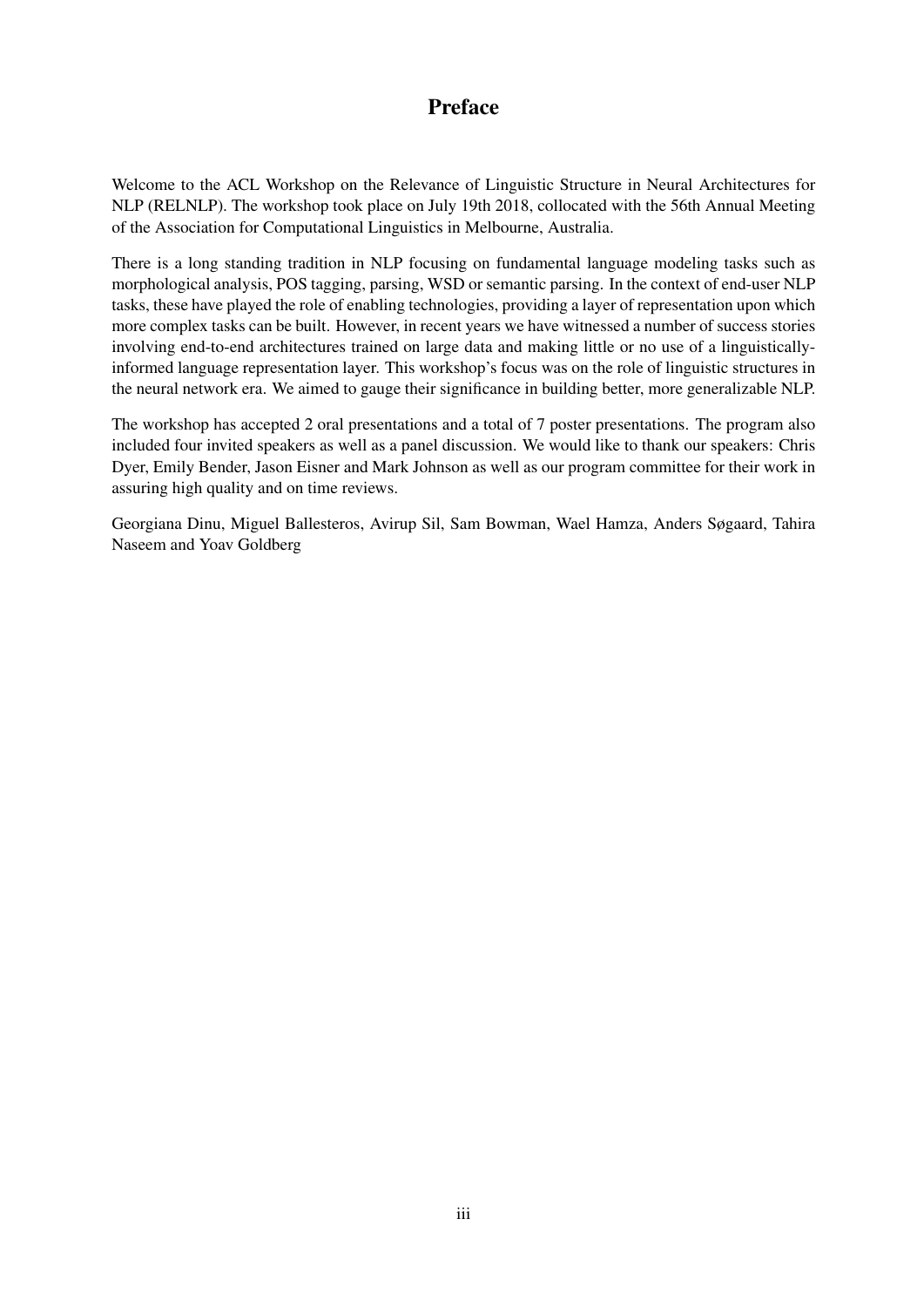# Preface

Welcome to the ACL Workshop on the Relevance of Linguistic Structure in Neural Architectures for NLP (RELNLP). The workshop took place on July 19th 2018, collocated with the 56th Annual Meeting of the Association for Computational Linguistics in Melbourne, Australia.

There is a long standing tradition in NLP focusing on fundamental language modeling tasks such as morphological analysis, POS tagging, parsing, WSD or semantic parsing. In the context of end-user NLP tasks, these have played the role of enabling technologies, providing a layer of representation upon which more complex tasks can be built. However, in recent years we have witnessed a number of success stories involving end-to-end architectures trained on large data and making little or no use of a linguistically-informed language representation layer. This workshop's focus was on the role of linguistic structures in the neural network era. We aimed to gauge their significance in building better, more generalizable NLP.

The workshop has accepted 2 oral presentations and a total of 7 poster presentations. The program also included four invited speakers as well as a panel discussion. We would like to thank our speakers: Chris Dyer, Emily Bender, Jason Eisner and Mark Johnson as well as our program committee for their work in assuring high quality and on time reviews.

Georgiana Dinu, Miguel Ballesteros, Avirup Sil, Sam Bowman, Wael Hamza, Anders Søgaard, Tahira Naseem and Yoav Goldberg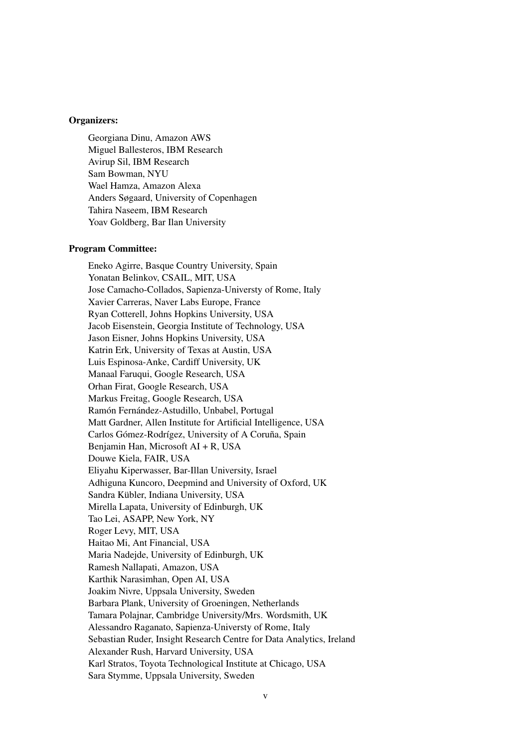**Organizers:**

Georgiana Dinu, Amazon AWS
Miguel Ballesteros, IBM Research
Avirup Sil, IBM Research
Sam Bowman, NYU
Wael Hamza, Amazon Alexa
Anders Søgaard, University of Copenhagen
Tahira Naseem, IBM Research
Yoav Goldberg, Bar Ilan University

**Program Committee:**

Eneko Agirre, Basque Country University, Spain
Yonatan Belinkov, CSAIL, MIT, USA
Jose Camacho-Collados, Sapienza-Universty of Rome, Italy
Xavier Carreras, Naver Labs Europe, France
Ryan Cotterell, Johns Hopkins University, USA
Jacob Eisenstein, Georgia Institute of Technology, USA
Jason Eisner, Johns Hopkins University, USA
Katrin Erk, University of Texas at Austin, USA
Luis Espinosa-Anke, Cardiff University, UK
Manaal Faruqui, Google Research, USA
Orhan Firat, Google Research, USA
Markus Freitag, Google Research, USA
Ramón Fernández-Astudillo, Unbabel, Portugal
Matt Gardner, Allen Institute for Artificial Intelligence, USA
Carlos Gómez-Rodrígez, University of A Coruña, Spain
Benjamin Han, Microsoft AI + R, USA
Douwe Kiela, FAIR, USA
Eliyahu Kiperwasser, Bar-Illan University, Israel
Adhiguna Kuncoro, Deepmind and University of Oxford, UK
Sandra Kübler, Indiana University, USA
Mirella Lapata, University of Edinburgh, UK
Tao Lei, ASAPP, New York, NY
Roger Levy, MIT, USA
Haitao Mi, Ant Financial, USA
Maria Nadejde, University of Edinburgh, UK
Ramesh Nallapati, Amazon, USA
Karthik Narasimhan, Open AI, USA
Joakim Nivre, Uppsala University, Sweden
Barbara Plank, University of Groeningen, Netherlands
Tamara Polajnar, Cambridge University/Mrs. Wordsmith, UK
Alessandro Raganato, Sapienza-Universty of Rome, Italy
Sebastian Ruder, Insight Research Centre for Data Analytics, Ireland
Alexander Rush, Harvard University, USA
Karl Stratos, Toyota Technological Institute at Chicago, USA
Sara Stymme, Uppsala University, Sweden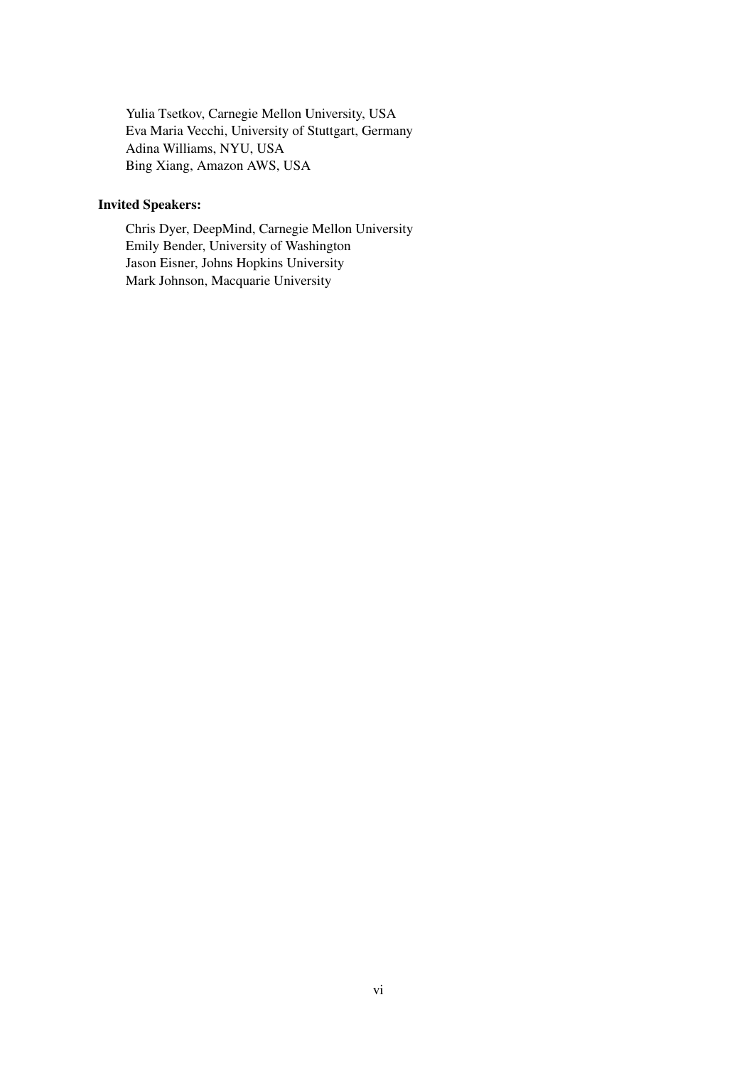Yulia Tsetkov, Carnegie Mellon University, USA
Eva Maria Vecchi, University of Stuttgart, Germany
Adina Williams, NYU, USA
Bing Xiang, Amazon AWS, USA

**Invited Speakers:**

Chris Dyer, DeepMind, Carnegie Mellon University
Emily Bender, University of Washington
Jason Eisner, Johns Hopkins University
Mark Johnson, Macquarie University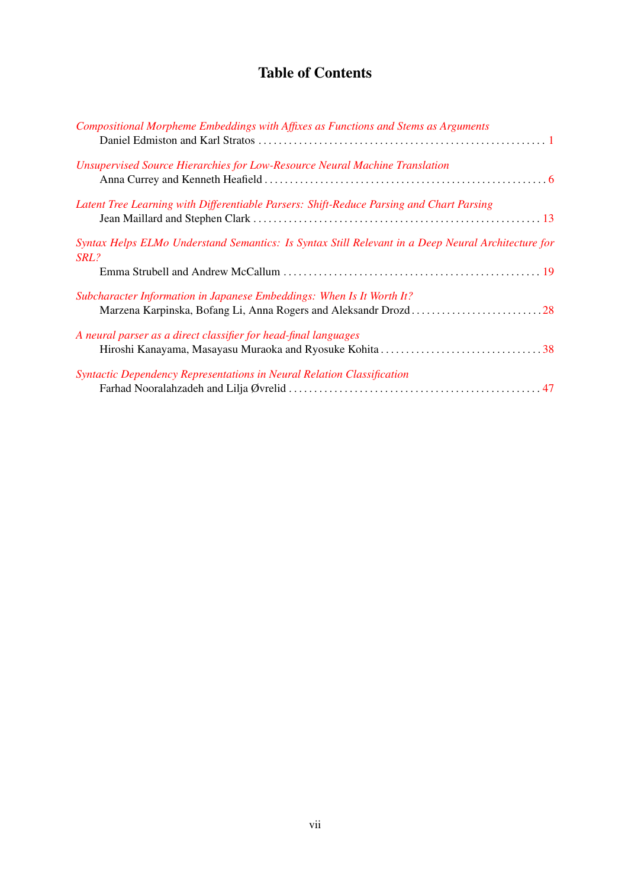# Table of Contents

*Compositional Morpheme Embeddings with Affixes as Functions and Stems as Arguments*
Daniel Edmiston and Karl Stratos . . . . . . . . . . 1

*Unsupervised Source Hierarchies for Low-Resource Neural Machine Translation*
Anna Currey and Kenneth Heafield . . . . . . . . . . 6

*Latent Tree Learning with Differentiable Parsers: Shift-Reduce Parsing and Chart Parsing*
Jean Maillard and Stephen Clark . . . . . . . . . . 13

*Syntax Helps ELMo Understand Semantics: Is Syntax Still Relevant in a Deep Neural Architecture for SRL?*
Emma Strubell and Andrew McCallum . . . . . . . . . . 19

*Subcharacter Information in Japanese Embeddings: When Is It Worth It?*
Marzena Karpinska, Bofang Li, Anna Rogers and Aleksandr Drozd . . . . . . . . . . 28

*A neural parser as a direct classifier for head-final languages*
Hiroshi Kanayama, Masayasu Muraoka and Ryosuke Kohita . . . . . . . . . . 38

*Syntactic Dependency Representations in Neural Relation Classification*
Farhad Nooralahzadeh and Lilja Øvrelid . . . . . . . . . . 47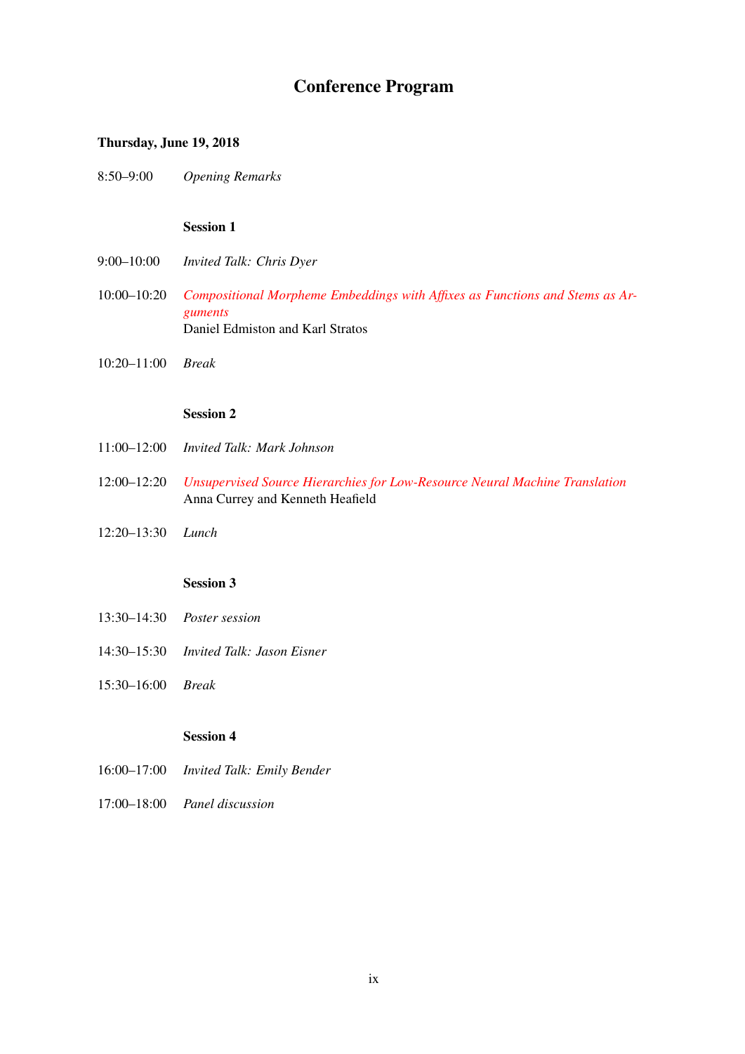# Conference Program

**Thursday, June 19, 2018**

8:50–9:00 *Opening Remarks*

**Session 1**

9:00–10:00 *Invited Talk: Chris Dyer*

10:00–10:20 *Compositional Morpheme Embeddings with Affixes as Functions and Stems as Arguments*
Daniel Edmiston and Karl Stratos

10:20–11:00 *Break*

**Session 2**

11:00–12:00 *Invited Talk: Mark Johnson*

12:00–12:20 *Unsupervised Source Hierarchies for Low-Resource Neural Machine Translation*
Anna Currey and Kenneth Heafield

12:20–13:30 *Lunch*

**Session 3**

13:30–14:30 *Poster session*

14:30–15:30 *Invited Talk: Jason Eisner*

15:30–16:00 *Break*

**Session 4**

16:00–17:00 *Invited Talk: Emily Bender*

17:00–18:00 *Panel discussion*